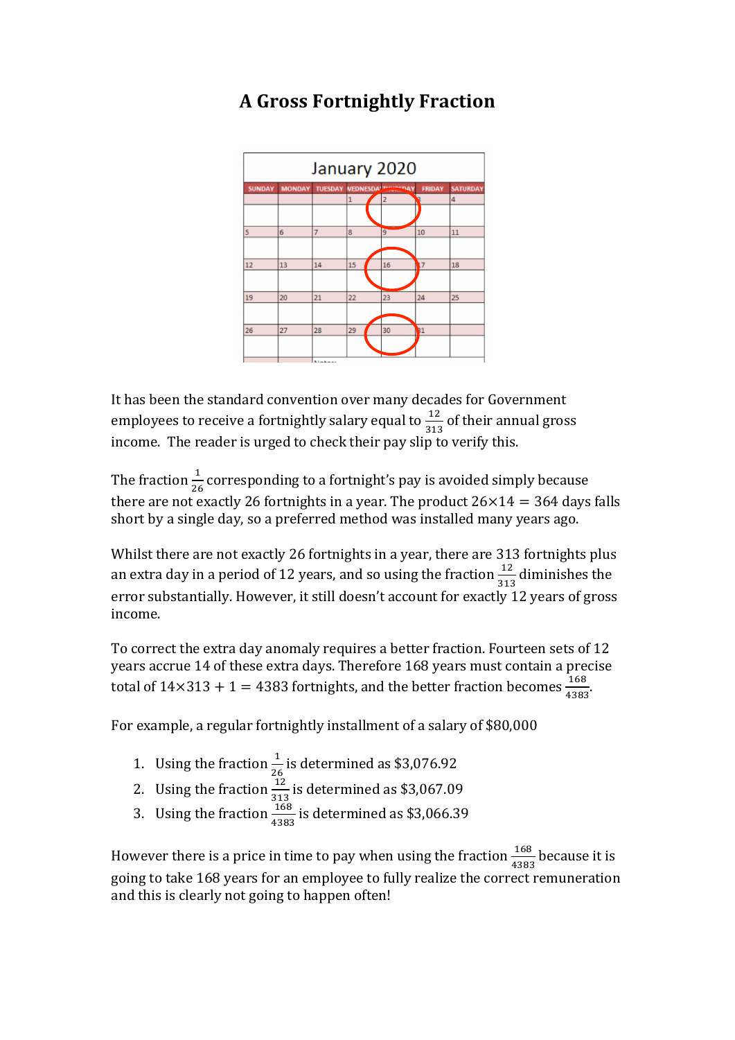# A Gross Fortnightly Fraction

It has been the standard convention over many decades for Government employees to receive a fortnightly salary equal to $\frac{12}{313}$ of their annual gross income. The reader is urged to check their pay slip to verify this.

The fraction $\frac{1}{26}$ corresponding to a fortnight's pay is avoided simply because there are not exactly 26 fortnights in a year. The product $26 \times 14 = 364$ days falls short by a single day, so a preferred method was installed many years ago.

Whilst there are not exactly 26 fortnights in a year, there are 313 fortnights plus an extra day in a period of 12 years, and so using the fraction $\frac{12}{313}$ diminishes the error substantially. However, it still doesn't account for exactly 12 years of gross income.

To correct the extra day anomaly requires a better fraction. Fourteen sets of 12 years accrue 14 of these extra days. Therefore 168 years must contain a precise total of $14 \times 313 + 1 = 4383$ fortnights, and the better fraction becomes $\frac{168}{4383}$.

For example, a regular fortnightly installment of a salary of \$80,000

1. Using the fraction $\frac{1}{26}$ is determined as \$3,076.92
2. Using the fraction $\frac{12}{313}$ is determined as \$3,067.09
3. Using the fraction $\frac{168}{4383}$ is determined as \$3,066.39

However there is a price in time to pay when using the fraction $\frac{168}{4383}$ because it is going to take 168 years for an employee to fully realize the correct remuneration and this is clearly not going to happen often!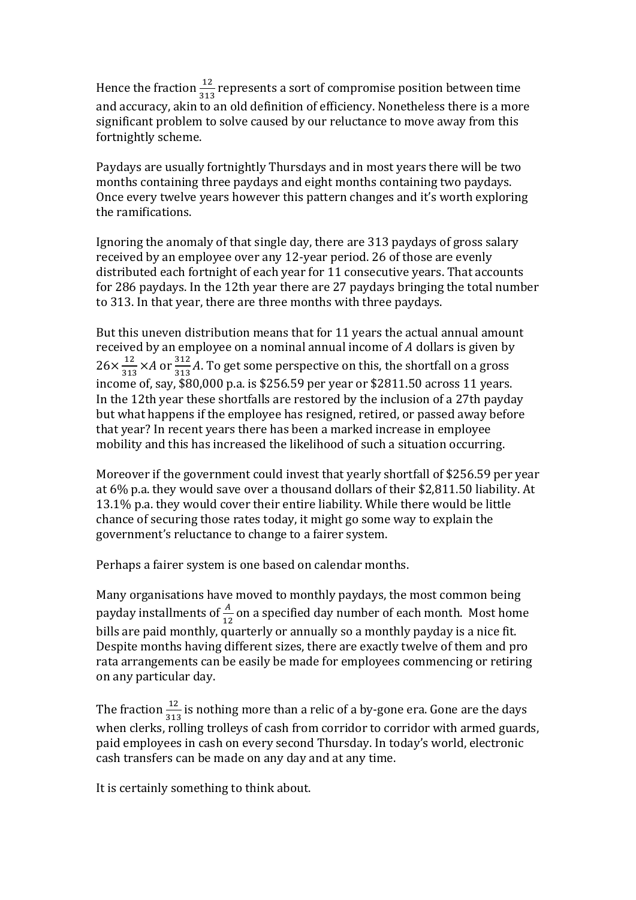Hence the fraction $\frac{12}{313}$ represents a sort of compromise position between time and accuracy, akin to an old definition of efficiency. Nonetheless there is a more significant problem to solve caused by our reluctance to move away from this fortnightly scheme.

Paydays are usually fortnightly Thursdays and in most years there will be two months containing three paydays and eight months containing two paydays. Once every twelve years however this pattern changes and it's worth exploring the ramifications.

Ignoring the anomaly of that single day, there are 313 paydays of gross salary received by an employee over any 12-year period. 26 of those are evenly distributed each fortnight of each year for 11 consecutive years. That accounts for 286 paydays. In the 12th year there are 27 paydays bringing the total number to 313. In that year, there are three months with three paydays.

But this uneven distribution means that for 11 years the actual annual amount received by an employee on a nominal annual income of $A$ dollars is given by $26 \times \frac{12}{313} \times A$ or $\frac{312}{313}A$. To get some perspective on this, the shortfall on a gross income of, say, \$80,000 p.a. is \$256.59 per year or \$2811.50 across 11 years. In the 12th year these shortfalls are restored by the inclusion of a 27th payday but what happens if the employee has resigned, retired, or passed away before that year? In recent years there has been a marked increase in employee mobility and this has increased the likelihood of such a situation occurring.

Moreover if the government could invest that yearly shortfall of \$256.59 per year at 6% p.a. they would save over a thousand dollars of their \$2,811.50 liability. At 13.1% p.a. they would cover their entire liability. While there would be little chance of securing those rates today, it might go some way to explain the government's reluctance to change to a fairer system.

Perhaps a fairer system is one based on calendar months.

Many organisations have moved to monthly paydays, the most common being payday installments of $\frac{A}{12}$ on a specified day number of each month. Most home bills are paid monthly, quarterly or annually so a monthly payday is a nice fit. Despite months having different sizes, there are exactly twelve of them and pro rata arrangements can be easily be made for employees commencing or retiring on any particular day.

The fraction $\frac{12}{313}$ is nothing more than a relic of a by-gone era. Gone are the days when clerks, rolling trolleys of cash from corridor to corridor with armed guards, paid employees in cash on every second Thursday. In today's world, electronic cash transfers can be made on any day and at any time.

It is certainly something to think about.